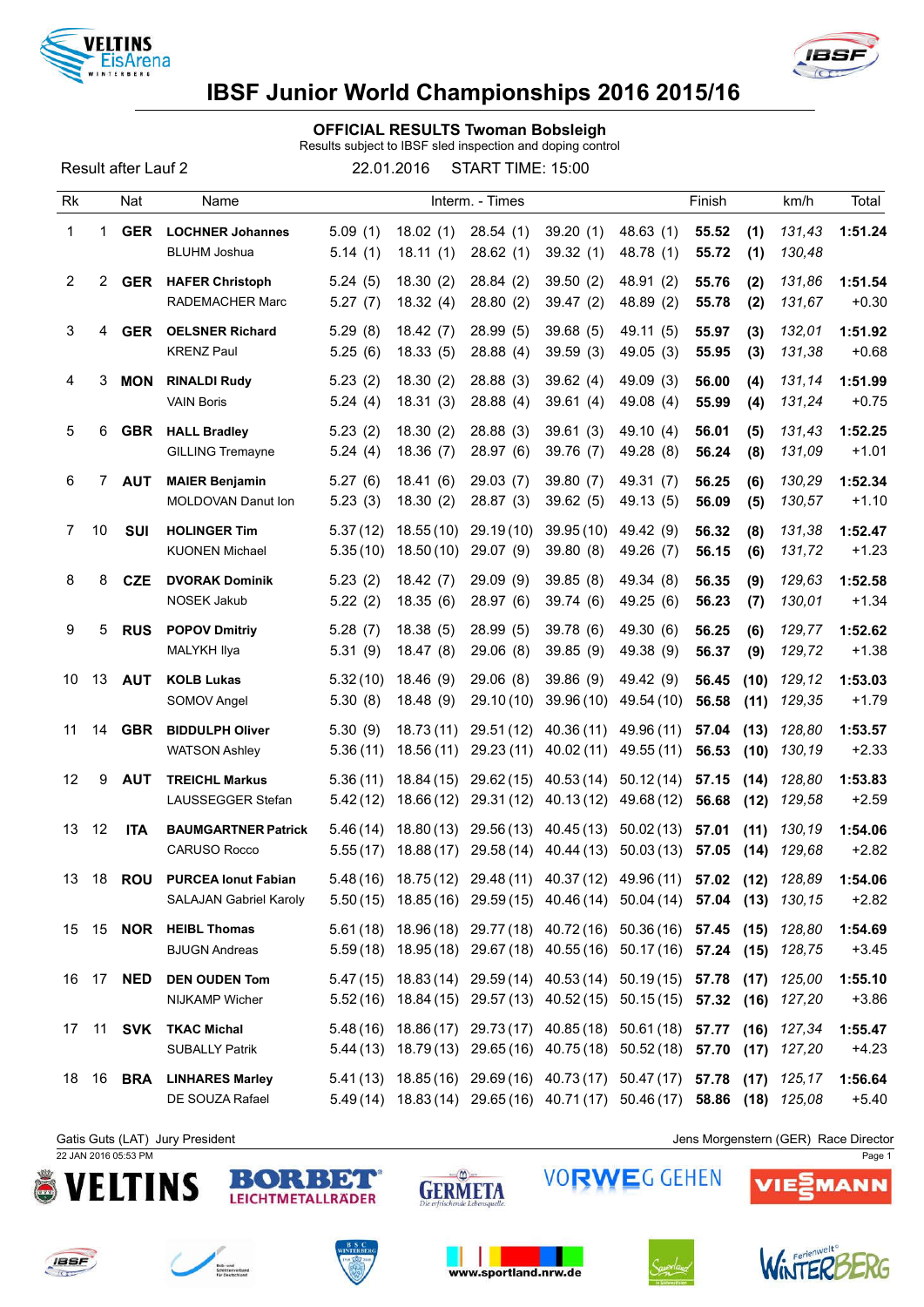# IBSF Junior World Championships 2016 2015/16

## OFFICIAL RESULTS Twoman Bobsleigh

Results subject to IBSF sled inspection and doping control

Result after Lauf 2 — 22.01.2016 — START TIME: 15:00

| Rk | | Nat | Name | Interm. - Times | | | | | Finish | | km/h | Total |
|---|---|---|---|---|---|---|---|---|---|---|---|---|
| 1 | 1 | **GER** | **LOCHNER Johannes** | 5.09 (1) | 18.02 (1) | 28.54 (1) | 39.20 (1) | 48.63 (1) | **55.52** | **(1)** | *131,43* | **1:51.24** |
| | | | BLUHM Joshua | 5.14 (1) | 18.11 (1) | 28.62 (1) | 39.32 (1) | 48.78 (1) | **55.72** | **(1)** | *130,48* | |
| 2 | 2 | **GER** | **HAFER Christoph** | 5.24 (5) | 18.30 (2) | 28.84 (2) | 39.50 (2) | 48.91 (2) | **55.76** | **(2)** | *131,86* | **1:51.54** |
| | | | RADEMACHER Marc | 5.27 (7) | 18.32 (4) | 28.80 (2) | 39.47 (2) | 48.89 (2) | **55.78** | **(2)** | *131,67* | +0.30 |
| 3 | 4 | **GER** | **OELSNER Richard** | 5.29 (8) | 18.42 (7) | 28.99 (5) | 39.68 (5) | 49.11 (5) | **55.97** | **(3)** | *132,01* | **1:51.92** |
| | | | KRENZ Paul | 5.25 (6) | 18.33 (5) | 28.88 (4) | 39.59 (3) | 49.05 (3) | **55.95** | **(3)** | *131,38* | +0.68 |
| 4 | 3 | **MON** | **RINALDI Rudy** | 5.23 (2) | 18.30 (2) | 28.88 (3) | 39.62 (4) | 49.09 (3) | **56.00** | **(4)** | *131,14* | **1:51.99** |
| | | | VAIN Boris | 5.24 (4) | 18.31 (3) | 28.88 (4) | 39.61 (4) | 49.08 (4) | **55.99** | **(4)** | *131,24* | +0.75 |
| 5 | 6 | **GBR** | **HALL Bradley** | 5.23 (2) | 18.30 (2) | 28.88 (3) | 39.61 (3) | 49.10 (4) | **56.01** | **(5)** | *131,43* | **1:52.25** |
| | | | GILLING Tremayne | 5.24 (4) | 18.36 (7) | 28.97 (6) | 39.76 (7) | 49.28 (8) | **56.24** | **(8)** | *131,09* | +1.01 |
| 6 | 7 | **AUT** | **MAIER Benjamin** | 5.27 (6) | 18.41 (6) | 29.03 (7) | 39.80 (7) | 49.31 (7) | **56.25** | **(6)** | *130,29* | **1:52.34** |
| | | | MOLDOVAN Danut Ion | 5.23 (3) | 18.30 (2) | 28.87 (3) | 39.62 (5) | 49.13 (5) | **56.09** | **(5)** | *130,57* | +1.10 |
| 7 | 10 | **SUI** | **HOLINGER Tim** | 5.37 (12) | 18.55 (10) | 29.19 (10) | 39.95 (10) | 49.42 (9) | **56.32** | **(8)** | *131,38* | **1:52.47** |
| | | | KUONEN Michael | 5.35 (10) | 18.50 (10) | 29.07 (9) | 39.80 (8) | 49.26 (7) | **56.15** | **(6)** | *131,72* | +1.23 |
| 8 | 8 | **CZE** | **DVORAK Dominik** | 5.23 (2) | 18.42 (7) | 29.09 (9) | 39.85 (8) | 49.34 (8) | **56.35** | **(9)** | *129,63* | **1:52.58** |
| | | | NOSEK Jakub | 5.22 (2) | 18.35 (6) | 28.97 (6) | 39.74 (6) | 49.25 (6) | **56.23** | **(7)** | *130,01* | +1.34 |
| 9 | 5 | **RUS** | **POPOV Dmitriy** | 5.28 (7) | 18.38 (5) | 28.99 (5) | 39.78 (6) | 49.30 (6) | **56.25** | **(6)** | *129,77* | **1:52.62** |
| | | | MALYKH Ilya | 5.31 (9) | 18.47 (8) | 29.06 (8) | 39.85 (9) | 49.38 (9) | **56.37** | **(9)** | *129,72* | +1.38 |
| 10 | 13 | **AUT** | **KOLB Lukas** | 5.32 (10) | 18.46 (9) | 29.06 (8) | 39.86 (9) | 49.42 (9) | **56.45** | **(10)** | *129,12* | **1:53.03** |
| | | | SOMOV Angel | 5.30 (8) | 18.48 (9) | 29.10 (10) | 39.96 (10) | 49.54 (10) | **56.58** | **(11)** | *129,35* | +1.79 |
| 11 | 14 | **GBR** | **BIDDULPH Oliver** | 5.30 (9) | 18.73 (11) | 29.51 (12) | 40.36 (11) | 49.96 (11) | **57.04** | **(13)** | *128,80* | **1:53.57** |
| | | | WATSON Ashley | 5.36 (11) | 18.56 (11) | 29.23 (11) | 40.02 (11) | 49.55 (11) | **56.53** | **(10)** | *130,19* | +2.33 |
| 12 | 9 | **AUT** | **TREICHL Markus** | 5.36 (11) | 18.84 (15) | 29.62 (15) | 40.53 (14) | 50.12 (14) | **57.15** | **(14)** | *128,80* | **1:53.83** |
| | | | LAUSSEGGER Stefan | 5.42 (12) | 18.66 (12) | 29.31 (12) | 40.13 (12) | 49.68 (12) | **56.68** | **(12)** | *129,58* | +2.59 |
| 13 | 12 | **ITA** | **BAUMGARTNER Patrick** | 5.46 (14) | 18.80 (13) | 29.56 (13) | 40.45 (13) | 50.02 (13) | **57.01** | **(11)** | *130,19* | **1:54.06** |
| | | | CARUSO Rocco | 5.55 (17) | 18.88 (17) | 29.58 (14) | 40.44 (13) | 50.03 (13) | **57.05** | **(14)** | *129,68* | +2.82 |
| 13 | 18 | **ROU** | **PURCEA Ionut Fabian** | 5.48 (16) | 18.75 (12) | 29.48 (11) | 40.37 (12) | 49.96 (11) | **57.02** | **(12)** | *128,89* | **1:54.06** |
| | | | SALAJAN Gabriel Karoly | 5.50 (15) | 18.85 (16) | 29.59 (15) | 40.46 (14) | 50.04 (14) | **57.04** | **(13)** | *130,15* | +2.82 |
| 15 | 15 | **NOR** | **HEIBL Thomas** | 5.61 (18) | 18.96 (18) | 29.77 (18) | 40.72 (16) | 50.36 (16) | **57.45** | **(15)** | *128,80* | **1:54.69** |
| | | | BJUGN Andreas | 5.59 (18) | 18.95 (18) | 29.67 (18) | 40.55 (16) | 50.17 (16) | **57.24** | **(15)** | *128,75* | +3.45 |
| 16 | 17 | **NED** | **DEN OUDEN Tom** | 5.47 (15) | 18.83 (14) | 29.59 (14) | 40.53 (14) | 50.19 (15) | **57.78** | **(17)** | *125,00* | **1:55.10** |
| | | | NIJKAMP Wicher | 5.52 (16) | 18.84 (15) | 29.57 (13) | 40.52 (15) | 50.15 (15) | **57.32** | **(16)** | *127,20* | +3.86 |
| 17 | 11 | **SVK** | **TKAC Michal** | 5.48 (16) | 18.86 (17) | 29.73 (17) | 40.85 (18) | 50.61 (18) | **57.77** | **(16)** | *127,34* | **1:55.47** |
| | | | SUBALLY Patrik | 5.44 (13) | 18.79 (13) | 29.65 (16) | 40.75 (18) | 50.52 (18) | **57.70** | **(17)** | *127,20* | +4.23 |
| 18 | 16 | **BRA** | **LINHARES Marley** | 5.41 (13) | 18.85 (16) | 29.69 (16) | 40.73 (17) | 50.47 (17) | **57.78** | **(17)** | *125,17* | **1:56.64** |
| | | | DE SOUZA Rafael | 5.49 (14) | 18.83 (14) | 29.65 (16) | 40.71 (17) | 50.46 (17) | **58.86** | **(18)** | *125,08* | +5.40 |

Gatis Guts (LAT) Jury President — Jens Morgenstern (GER) Race Director

22 JAN 2016 05:53 PM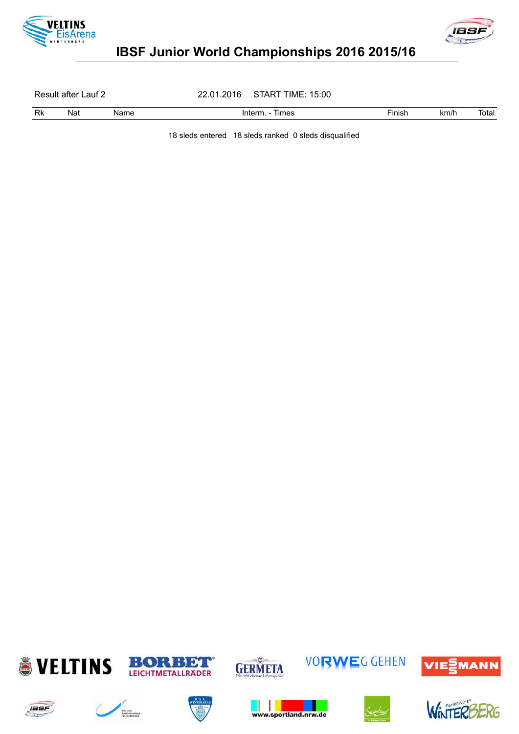# IBSF Junior World Championships 2016 2015/16

Result after Lauf 2 22.01.2016 START TIME: 15:00

| Rk | Nat | Name | Interm. - Times | Finish | km/h | Total |
|---|---|---|---|---|---|---|

18 sleds entered 18 sleds ranked 0 sleds disqualified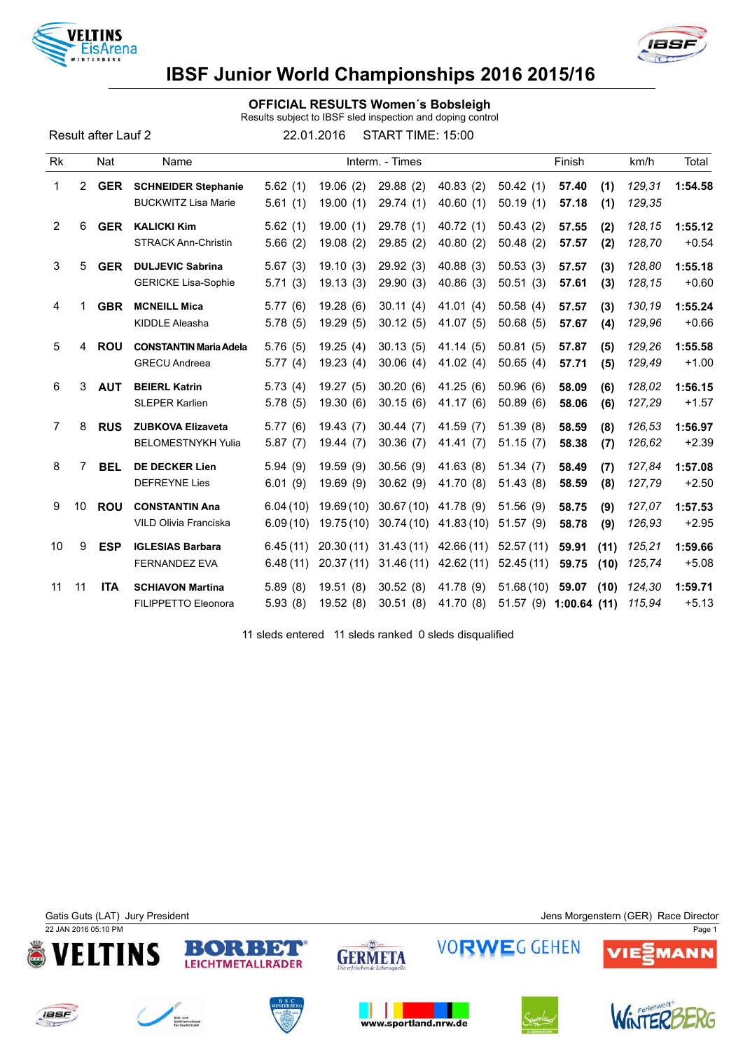# IBSF Junior World Championships 2016 2015/16

## OFFICIAL RESULTS Women´s Bobsleigh

Results subject to IBSF sled inspection and doping control

Result after Lauf 2 | 22.01.2016 | START TIME: 15:00

| Rk | | Nat | Name | Interm. - Times | | | | | Finish | | km/h | Total |
|---|---|---|---|---|---|---|---|---|---|---|---|---|
| 1 | 2 | **GER** | **SCHNEIDER Stephanie** | 5.62 (1) | 19.06 (2) | 29.88 (2) | 40.83 (2) | 50.42 (1) | **57.40** | **(1)** | *129,31* | **1:54.58** |
| | | | BUCKWITZ Lisa Marie | 5.61 (1) | 19.00 (1) | 29.74 (1) | 40.60 (1) | 50.19 (1) | **57.18** | **(1)** | *129,35* | |
| 2 | 6 | **GER** | **KALICKI Kim** | 5.62 (1) | 19.00 (1) | 29.78 (1) | 40.72 (1) | 50.43 (2) | **57.55** | **(2)** | *128,15* | **1:55.12** |
| | | | STRACK Ann-Christin | 5.66 (2) | 19.08 (2) | 29.85 (2) | 40.80 (2) | 50.48 (2) | **57.57** | **(2)** | *128,70* | +0.54 |
| 3 | 5 | **GER** | **DULJEVIC Sabrina** | 5.67 (3) | 19.10 (3) | 29.92 (3) | 40.88 (3) | 50.53 (3) | **57.57** | **(3)** | *128,80* | **1:55.18** |
| | | | GERICKE Lisa-Sophie | 5.71 (3) | 19.13 (3) | 29.90 (3) | 40.86 (3) | 50.51 (3) | **57.61** | **(3)** | *128,15* | +0.60 |
| 4 | 1 | **GBR** | **MCNEILL Mica** | 5.77 (6) | 19.28 (6) | 30.11 (4) | 41.01 (4) | 50.58 (4) | **57.57** | **(3)** | *130,19* | **1:55.24** |
| | | | KIDDLE Aleasha | 5.78 (5) | 19.29 (5) | 30.12 (5) | 41.07 (5) | 50.68 (5) | **57.67** | **(4)** | *129,96* | +0.66 |
| 5 | 4 | **ROU** | **CONSTANTIN Maria Adela** | 5.76 (5) | 19.25 (4) | 30.13 (5) | 41.14 (5) | 50.81 (5) | **57.87** | **(5)** | *129,26* | **1:55.58** |
| | | | GRECU Andreea | 5.77 (4) | 19.23 (4) | 30.06 (4) | 41.02 (4) | 50.65 (4) | **57.71** | **(5)** | *129,49* | +1.00 |
| 6 | 3 | **AUT** | **BEIERL Katrin** | 5.73 (4) | 19.27 (5) | 30.20 (6) | 41.25 (6) | 50.96 (6) | **58.09** | **(6)** | *128,02* | **1:56.15** |
| | | | SLEPER Karlien | 5.78 (5) | 19.30 (6) | 30.15 (6) | 41.17 (6) | 50.89 (6) | **58.06** | **(6)** | *127,29* | +1.57 |
| 7 | 8 | **RUS** | **ZUBKOVA Elizaveta** | 5.77 (6) | 19.43 (7) | 30.44 (7) | 41.59 (7) | 51.39 (8) | **58.59** | **(8)** | *126,53* | **1:56.97** |
| | | | BELOMESTNYKH Yulia | 5.87 (7) | 19.44 (7) | 30.36 (7) | 41.41 (7) | 51.15 (7) | **58.38** | **(7)** | *126,62* | +2.39 |
| 8 | 7 | **BEL** | **DE DECKER Lien** | 5.94 (9) | 19.59 (9) | 30.56 (9) | 41.63 (8) | 51.34 (7) | **58.49** | **(7)** | *127,84* | **1:57.08** |
| | | | DEFREYNE Lies | 6.01 (9) | 19.69 (9) | 30.62 (9) | 41.70 (8) | 51.43 (8) | **58.59** | **(8)** | *127,79* | +2.50 |
| 9 | 10 | **ROU** | **CONSTANTIN Ana** | 6.04 (10) | 19.69 (10) | 30.67 (10) | 41.78 (9) | 51.56 (9) | **58.75** | **(9)** | *127,07* | **1:57.53** |
| | | | VILD Olivia Franciska | 6.09 (10) | 19.75 (10) | 30.74 (10) | 41.83 (10) | 51.57 (9) | **58.78** | **(9)** | *126,93* | +2.95 |
| 10 | 9 | **ESP** | **IGLESIAS Barbara** | 6.45 (11) | 20.30 (11) | 31.43 (11) | 42.66 (11) | 52.57 (11) | **59.91** | **(11)** | *125,21* | **1:59.66** |
| | | | FERNANDEZ EVA | 6.48 (11) | 20.37 (11) | 31.46 (11) | 42.62 (11) | 52.45 (11) | **59.75** | **(10)** | *125,74* | +5.08 |
| 11 | 11 | **ITA** | **SCHIAVON Martina** | 5.89 (8) | 19.51 (8) | 30.52 (8) | 41.78 (9) | 51.68 (10) | **59.07** | **(10)** | *124,30* | **1:59.71** |
| | | | FILIPPETTO Eleonora | 5.93 (8) | 19.52 (8) | 30.51 (8) | 41.70 (8) | 51.57 (9) | **1:00.64** | **(11)** | *115,94* | +5.13 |

11 sleds entered 11 sleds ranked 0 sleds disqualified

Gatis Guts (LAT) Jury President | Jens Morgenstern (GER) Race Director

22 JAN 2016 05:10 PM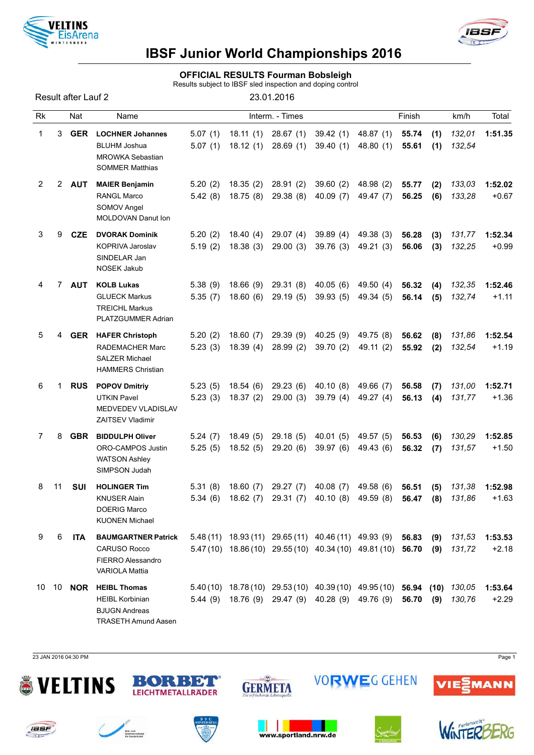# IBSF Junior World Championships 2016

## OFFICIAL RESULTS Fourman Bobsleigh

Results subject to IBSF sled inspection and doping control

Result after Lauf 2 — 23.01.2016

| Rk | | Nat | Name | Interm. - Times | | | | | Finish | | km/h | Total |
|---|---|---|---|---|---|---|---|---|---|---|---|---|
| 1 | 3 | **GER** | **LOCHNER Johannes** | 5.07 (1) | 18.11 (1) | 28.67 (1) | 39.42 (1) | 48.87 (1) | **55.74** | **(1)** | *132,01* | **1:51.35** |
| | | | BLUHM Joshua | 5.07 (1) | 18.12 (1) | 28.69 (1) | 39.40 (1) | 48.80 (1) | **55.61** | **(1)** | *132,54* | |
| | | | MROWKA Sebastian | | | | | | | | | |
| | | | SOMMER Matthias | | | | | | | | | |
| 2 | 2 | **AUT** | **MAIER Benjamin** | 5.20 (2) | 18.35 (2) | 28.91 (2) | 39.60 (2) | 48.98 (2) | **55.77** | **(2)** | *133,03* | **1:52.02** |
| | | | RANGL Marco | 5.42 (8) | 18.75 (8) | 29.38 (8) | 40.09 (7) | 49.47 (7) | **56.25** | **(6)** | *133,28* | +0.67 |
| | | | SOMOV Angel | | | | | | | | | |
| | | | MOLDOVAN Danut Ion | | | | | | | | | |
| 3 | 9 | **CZE** | **DVORAK Dominik** | 5.20 (2) | 18.40 (4) | 29.07 (4) | 39.89 (4) | 49.38 (3) | **56.28** | **(3)** | *131,77* | **1:52.34** |
| | | | KOPRIVA Jaroslav | 5.19 (2) | 18.38 (3) | 29.00 (3) | 39.76 (3) | 49.21 (3) | **56.06** | **(3)** | *132,25* | +0.99 |
| | | | SINDELAR Jan | | | | | | | | | |
| | | | NOSEK Jakub | | | | | | | | | |
| 4 | 7 | **AUT** | **KOLB Lukas** | 5.38 (9) | 18.66 (9) | 29.31 (8) | 40.05 (6) | 49.50 (4) | **56.32** | **(4)** | *132,35* | **1:52.46** |
| | | | GLUECK Markus | 5.35 (7) | 18.60 (6) | 29.19 (5) | 39.93 (5) | 49.34 (5) | **56.14** | **(5)** | *132,74* | +1.11 |
| | | | TREICHL Markus | | | | | | | | | |
| | | | PLATZGUMMER Adrian | | | | | | | | | |
| 5 | 4 | **GER** | **HAFER Christoph** | 5.20 (2) | 18.60 (7) | 29.39 (9) | 40.25 (9) | 49.75 (8) | **56.62** | **(8)** | *131,86* | **1:52.54** |
| | | | RADEMACHER Marc | 5.23 (3) | 18.39 (4) | 28.99 (2) | 39.70 (2) | 49.11 (2) | **55.92** | **(2)** | *132,54* | +1.19 |
| | | | SALZER Michael | | | | | | | | | |
| | | | HAMMERS Christian | | | | | | | | | |
| 6 | 1 | **RUS** | **POPOV Dmitriy** | 5.23 (5) | 18.54 (6) | 29.23 (6) | 40.10 (8) | 49.66 (7) | **56.58** | **(7)** | *131,00* | **1:52.71** |
| | | | UTKIN Pavel | 5.23 (3) | 18.37 (2) | 29.00 (3) | 39.79 (4) | 49.27 (4) | **56.13** | **(4)** | *131,77* | +1.36 |
| | | | MEDVEDEV VLADISLAV | | | | | | | | | |
| | | | ZAITSEV Vladimir | | | | | | | | | |
| 7 | 8 | **GBR** | **BIDDULPH Oliver** | 5.24 (7) | 18.49 (5) | 29.18 (5) | 40.01 (5) | 49.57 (5) | **56.53** | **(6)** | *130,29* | **1:52.85** |
| | | | ORO-CAMPOS Justin | 5.25 (5) | 18.52 (5) | 29.20 (6) | 39.97 (6) | 49.43 (6) | **56.32** | **(7)** | *131,57* | +1.50 |
| | | | WATSON Ashley | | | | | | | | | |
| | | | SIMPSON Judah | | | | | | | | | |
| 8 | 11 | **SUI** | **HOLINGER Tim** | 5.31 (8) | 18.60 (7) | 29.27 (7) | 40.08 (7) | 49.58 (6) | **56.51** | **(5)** | *131,38* | **1:52.98** |
| | | | KNUSER Alain | 5.34 (6) | 18.62 (7) | 29.31 (7) | 40.10 (8) | 49.59 (8) | **56.47** | **(8)** | *131,86* | +1.63 |
| | | | DOERIG Marco | | | | | | | | | |
| | | | KUONEN Michael | | | | | | | | | |
| 9 | 6 | **ITA** | **BAUMGARTNER Patrick** | 5.48 (11) | 18.93 (11) | 29.65 (11) | 40.46 (11) | 49.93 (9) | **56.83** | **(9)** | *131,53* | **1:53.53** |
| | | | CARUSO Rocco | 5.47 (10) | 18.86 (10) | 29.55 (10) | 40.34 (10) | 49.81 (10) | **56.70** | **(9)** | *131,72* | +2.18 |
| | | | FIERRO Alessandro | | | | | | | | | |
| | | | VARIOLA Mattia | | | | | | | | | |
| 10 | 10 | **NOR** | **HEIBL Thomas** | 5.40 (10) | 18.78 (10) | 29.53 (10) | 40.39 (10) | 49.95 (10) | **56.94** | **(10)** | *130,05* | **1:53.64** |
| | | | HEIBL Korbinian | 5.44 (9) | 18.76 (9) | 29.47 (9) | 40.28 (9) | 49.76 (9) | **56.70** | **(9)** | *130,76* | +2.29 |
| | | | BJUGN Andreas | | | | | | | | | |
| | | | TRASETH Amund Aasen | | | | | | | | | |

23 JAN 2016 04:30 PM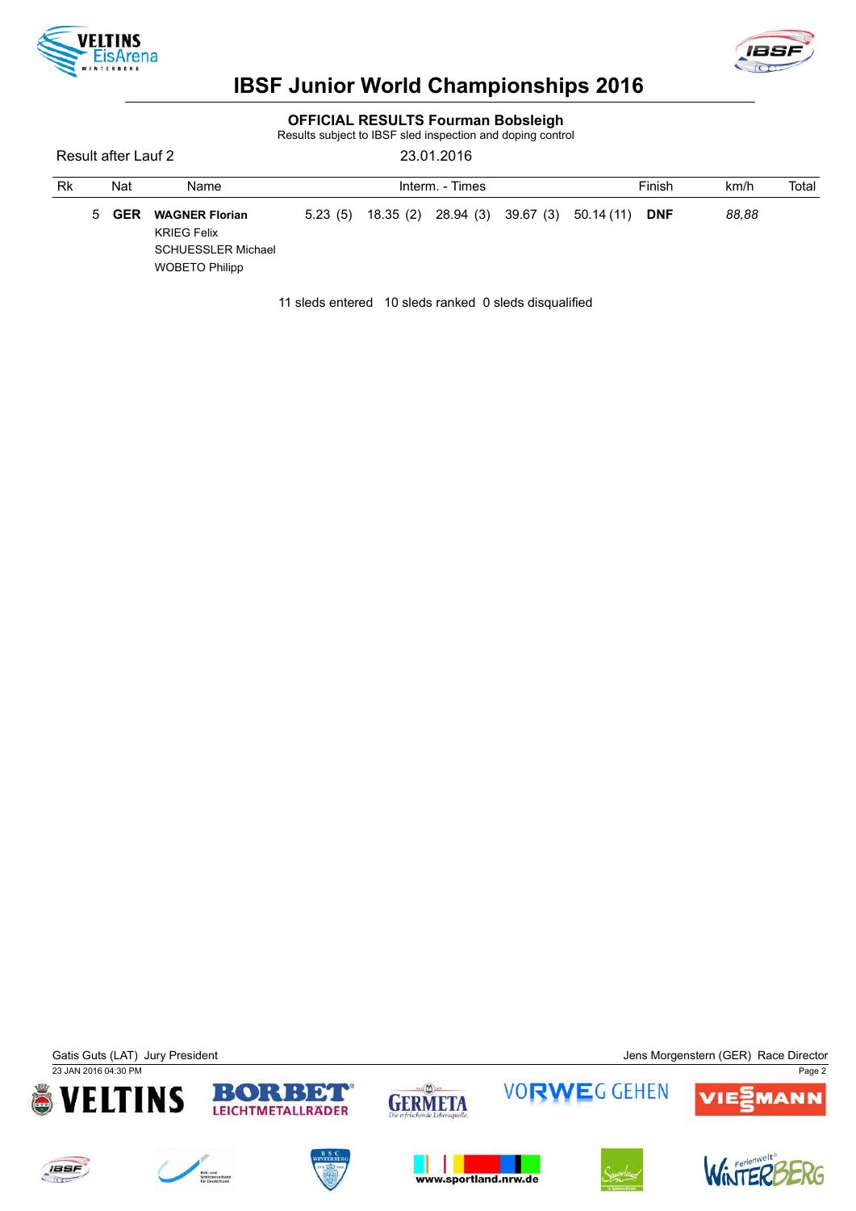# IBSF Junior World Championships 2016

## OFFICIAL RESULTS Fourman Bobsleigh

Results subject to IBSF sled inspection and doping control

Result after Lauf 2 23.01.2016

| Rk | Nat | Name | Interm. - Times | | | | | Finish | km/h | Total |
|---|---|---|---|---|---|---|---|---|---|---|
| 5 | **GER** | **WAGNER Florian**<br>KRIEG Felix<br>SCHUESSLER Michael<br>WOBETO Philipp | 5.23 (5) | 18.35 (2) | 28.94 (3) | 39.67 (3) | 50.14 (11) | **DNF** | *88,88* | |

11 sleds entered 10 sleds ranked 0 sleds disqualified

Gatis Guts (LAT) Jury President — Jens Morgenstern (GER) Race Director

23 JAN 2016 04:30 PM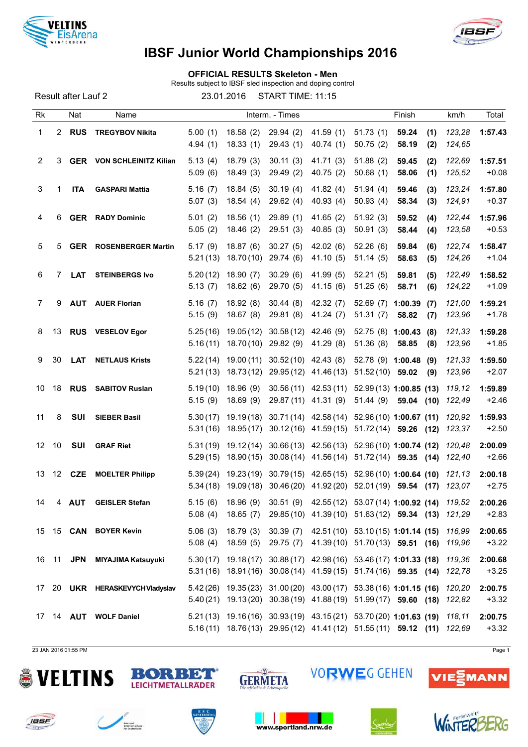# IBSF Junior World Championships 2016

## OFFICIAL RESULTS Skeleton - Men

Results subject to IBSF sled inspection and doping control

Result after Lauf 2 — 23.01.2016 — START TIME: 11:15

| Rk | | Nat | Name | Interm. - Times | | | | | Finish | | km/h | Total |
|---|---|---|---|---|---|---|---|---|---|---|---|---|
| 1 | 2 | **RUS** | **TREGYBOV Nikita** | 5.00 (1) | 18.58 (2) | 29.94 (2) | 41.59 (1) | 51.73 (1) | **59.24** | **(1)** | *123,28* | **1:57.43** |
| | | | | 4.94 (1) | 18.33 (1) | 29.43 (1) | 40.74 (1) | 50.75 (2) | **58.19** | **(2)** | *124,65* | |
| 2 | 3 | **GER** | **VON SCHLEINITZ Kilian** | 5.13 (4) | 18.79 (3) | 30.11 (3) | 41.71 (3) | 51.88 (2) | **59.45** | **(2)** | *122,69* | **1:57.51** |
| | | | | 5.09 (6) | 18.49 (3) | 29.49 (2) | 40.75 (2) | 50.68 (1) | **58.06** | **(1)** | *125,52* | +0.08 |
| 3 | 1 | **ITA** | **GASPARI Mattia** | 5.16 (7) | 18.84 (5) | 30.19 (4) | 41.82 (4) | 51.94 (4) | **59.46** | **(3)** | *123,24* | **1:57.80** |
| | | | | 5.07 (3) | 18.54 (4) | 29.62 (4) | 40.93 (4) | 50.93 (4) | **58.34** | **(3)** | *124,91* | +0.37 |
| 4 | 6 | **GER** | **RADY Dominic** | 5.01 (2) | 18.56 (1) | 29.89 (1) | 41.65 (2) | 51.92 (3) | **59.52** | **(4)** | *122,44* | **1:57.96** |
| | | | | 5.05 (2) | 18.46 (2) | 29.51 (3) | 40.85 (3) | 50.91 (3) | **58.44** | **(4)** | *123,58* | +0.53 |
| 5 | 5 | **GER** | **ROSENBERGER Martin** | 5.17 (9) | 18.87 (6) | 30.27 (5) | 42.02 (6) | 52.26 (6) | **59.84** | **(6)** | *122,74* | **1:58.47** |
| | | | | 5.21 (13) | 18.70 (10) | 29.74 (6) | 41.10 (5) | 51.14 (5) | **58.63** | **(5)** | *124,26* | +1.04 |
| 6 | 7 | **LAT** | **STEINBERGS Ivo** | 5.20 (12) | 18.90 (7) | 30.29 (6) | 41.99 (5) | 52.21 (5) | **59.81** | **(5)** | *122,49* | **1:58.52** |
| | | | | 5.13 (7) | 18.62 (6) | 29.70 (5) | 41.15 (6) | 51.25 (6) | **58.71** | **(6)** | *124,22* | +1.09 |
| 7 | 9 | **AUT** | **AUER Florian** | 5.16 (7) | 18.92 (8) | 30.44 (8) | 42.32 (7) | 52.69 (7) | **1:00.39** | **(7)** | *121,00* | **1:59.21** |
| | | | | 5.15 (9) | 18.67 (8) | 29.81 (8) | 41.24 (7) | 51.31 (7) | **58.82** | **(7)** | *123,96* | +1.78 |
| 8 | 13 | **RUS** | **VESELOV Egor** | 5.25 (16) | 19.05 (12) | 30.58 (12) | 42.46 (9) | 52.75 (8) | **1:00.43** | **(8)** | *121,33* | **1:59.28** |
| | | | | 5.16 (11) | 18.70 (10) | 29.82 (9) | 41.29 (8) | 51.36 (8) | **58.85** | **(8)** | *123,96* | +1.85 |
| 9 | 30 | **LAT** | **NETLAUS Krists** | 5.22 (14) | 19.00 (11) | 30.52 (10) | 42.43 (8) | 52.78 (9) | **1:00.48** | **(9)** | *121,33* | **1:59.50** |
| | | | | 5.21 (13) | 18.73 (12) | 29.95 (12) | 41.46 (13) | 51.52 (10) | **59.02** | **(9)** | *123,96* | +2.07 |
| 10 | 18 | **RUS** | **SABITOV Ruslan** | 5.19 (10) | 18.96 (9) | 30.56 (11) | 42.53 (11) | 52.99 (13) | **1:00.85** | **(13)** | *119,12* | **1:59.89** |
| | | | | 5.15 (9) | 18.69 (9) | 29.87 (11) | 41.31 (9) | 51.44 (9) | **59.04** | **(10)** | *122,49* | +2.46 |
| 11 | 8 | **SUI** | **SIEBER Basil** | 5.30 (17) | 19.19 (18) | 30.71 (14) | 42.58 (14) | 52.96 (10) | **1:00.67** | **(11)** | *120,92* | **1:59.93** |
| | | | | 5.31 (16) | 18.95 (17) | 30.12 (16) | 41.59 (15) | 51.72 (14) | **59.26** | **(12)** | *123,37* | +2.50 |
| 12 | 10 | **SUI** | **GRAF Riet** | 5.31 (19) | 19.12 (14) | 30.66 (13) | 42.56 (13) | 52.96 (10) | **1:00.74** | **(12)** | *120,48* | **2:00.09** |
| | | | | 5.29 (15) | 18.90 (15) | 30.08 (14) | 41.56 (14) | 51.72 (14) | **59.35** | **(14)** | *122,40* | +2.66 |
| 13 | 12 | **CZE** | **MOELTER Philipp** | 5.39 (24) | 19.23 (19) | 30.79 (15) | 42.65 (15) | 52.96 (10) | **1:00.64** | **(10)** | *121,13* | **2:00.18** |
| | | | | 5.34 (18) | 19.09 (18) | 30.46 (20) | 41.92 (20) | 52.01 (19) | **59.54** | **(17)** | *123,07* | +2.75 |
| 14 | 4 | **AUT** | **GEISLER Stefan** | 5.15 (6) | 18.96 (9) | 30.51 (9) | 42.55 (12) | 53.07 (14) | **1:00.92** | **(14)** | *119,52* | **2:00.26** |
| | | | | 5.08 (4) | 18.65 (7) | 29.85 (10) | 41.39 (10) | 51.63 (12) | **59.34** | **(13)** | *121,29* | +2.83 |
| 15 | 15 | **CAN** | **BOYER Kevin** | 5.06 (3) | 18.79 (3) | 30.39 (7) | 42.51 (10) | 53.10 (15) | **1:01.14** | **(15)** | *116,99* | **2:00.65** |
| | | | | 5.08 (4) | 18.59 (5) | 29.75 (7) | 41.39 (10) | 51.70 (13) | **59.51** | **(16)** | *119,96* | +3.22 |
| 16 | 11 | **JPN** | **MIYAJIMA Katsuyuki** | 5.30 (17) | 19.18 (17) | 30.88 (17) | 42.98 (16) | 53.46 (17) | **1:01.33** | **(18)** | *119,36* | **2:00.68** |
| | | | | 5.31 (16) | 18.91 (16) | 30.08 (14) | 41.59 (15) | 51.74 (16) | **59.35** | **(14)** | *122,78* | +3.25 |
| 17 | 20 | **UKR** | **HERASKEVYCH Vladyslav** | 5.42 (26) | 19.35 (23) | 31.00 (20) | 43.00 (17) | 53.38 (16) | **1:01.15** | **(16)** | *120,20* | **2:00.75** |
| | | | | 5.40 (21) | 19.13 (20) | 30.38 (19) | 41.88 (19) | 51.99 (17) | **59.60** | **(18)** | *122,82* | +3.32 |
| 17 | 14 | **AUT** | **WOLF Daniel** | 5.21 (13) | 19.16 (16) | 30.93 (19) | 43.15 (21) | 53.70 (20) | **1:01.63** | **(19)** | *118,11* | **2:00.75** |
| | | | | 5.16 (11) | 18.76 (13) | 29.95 (12) | 41.41 (12) | 51.55 (11) | **59.12** | **(11)** | *122,69* | +3.32 |

23 JAN 2016 01:55 PM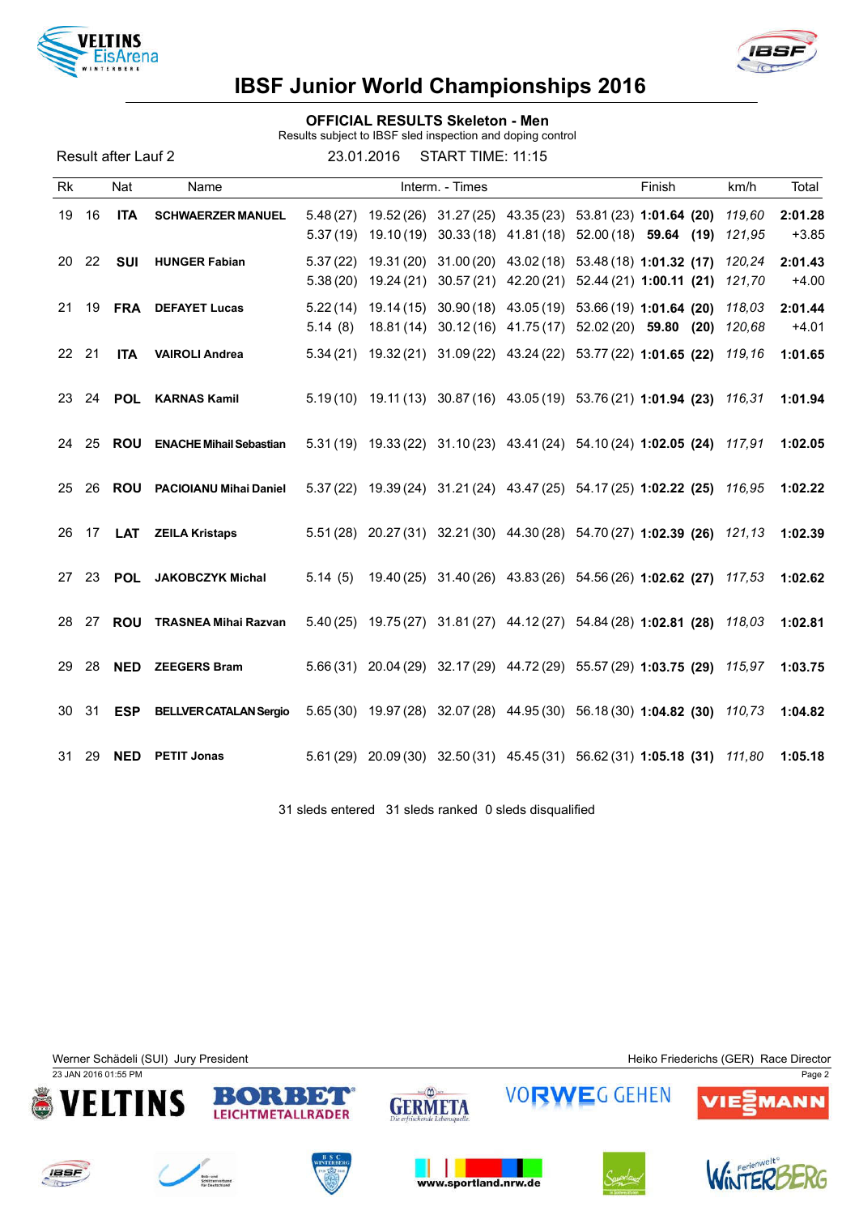# IBSF Junior World Championships 2016

## OFFICIAL RESULTS Skeleton - Men

Results subject to IBSF sled inspection and doping control

Result after Lauf 2 | 23.01.2016 | START TIME: 11:15

| Rk | | Nat | Name | Interm. - Times | | | | | Finish | km/h | Total |
|---|---|---|---|---|---|---|---|---|---|---|---|
| 19 | 16 | ITA | **SCHWAERZER MANUEL** | 5.48 (27) | 19.52 (26) | 31.27 (25) | 43.35 (23) | 53.81 (23) | **1:01.64 (20)** | *119,60* | **2:01.28** |
| | | | | 5.37 (19) | 19.10 (19) | 30.33 (18) | 41.81 (18) | 52.00 (18) | **59.64 (19)** | *121,95* | +3.85 |
| 20 | 22 | SUI | **HUNGER Fabian** | 5.37 (22) | 19.31 (20) | 31.00 (20) | 43.02 (18) | 53.48 (18) | **1:01.32 (17)** | *120,24* | **2:01.43** |
| | | | | 5.38 (20) | 19.24 (21) | 30.57 (21) | 42.20 (21) | 52.44 (21) | **1:00.11 (21)** | *121,70* | +4.00 |
| 21 | 19 | FRA | **DEFAYET Lucas** | 5.22 (14) | 19.14 (15) | 30.90 (18) | 43.05 (19) | 53.66 (19) | **1:01.64 (20)** | *118,03* | **2:01.44** |
| | | | | 5.14 (8) | 18.81 (14) | 30.12 (16) | 41.75 (17) | 52.02 (20) | **59.80 (20)** | *120,68* | +4.01 |
| 22 | 21 | ITA | **VAIROLI Andrea** | 5.34 (21) | 19.32 (21) | 31.09 (22) | 43.24 (22) | 53.77 (22) | **1:01.65 (22)** | *119,16* | **1:01.65** |
| 23 | 24 | POL | **KARNAS Kamil** | 5.19 (10) | 19.11 (13) | 30.87 (16) | 43.05 (19) | 53.76 (21) | **1:01.94 (23)** | *116,31* | **1:01.94** |
| 24 | 25 | ROU | **ENACHE Mihail Sebastian** | 5.31 (19) | 19.33 (22) | 31.10 (23) | 43.41 (24) | 54.10 (24) | **1:02.05 (24)** | *117,91* | **1:02.05** |
| 25 | 26 | ROU | **PACIOIANU Mihai Daniel** | 5.37 (22) | 19.39 (24) | 31.21 (24) | 43.47 (25) | 54.17 (25) | **1:02.22 (25)** | *116,95* | **1:02.22** |
| 26 | 17 | LAT | **ZEILA Kristaps** | 5.51 (28) | 20.27 (31) | 32.21 (30) | 44.30 (28) | 54.70 (27) | **1:02.39 (26)** | *121,13* | **1:02.39** |
| 27 | 23 | POL | **JAKOBCZYK Michal** | 5.14 (5) | 19.40 (25) | 31.40 (26) | 43.83 (26) | 54.56 (26) | **1:02.62 (27)** | *117,53* | **1:02.62** |
| 28 | 27 | ROU | **TRASNEA Mihai Razvan** | 5.40 (25) | 19.75 (27) | 31.81 (27) | 44.12 (27) | 54.84 (28) | **1:02.81 (28)** | *118,03* | **1:02.81** |
| 29 | 28 | NED | **ZEEGERS Bram** | 5.66 (31) | 20.04 (29) | 32.17 (29) | 44.72 (29) | 55.57 (29) | **1:03.75 (29)** | *115,97* | **1:03.75** |
| 30 | 31 | ESP | **BELLVER CATALAN Sergio** | 5.65 (30) | 19.97 (28) | 32.07 (28) | 44.95 (30) | 56.18 (30) | **1:04.82 (30)** | *110,73* | **1:04.82** |
| 31 | 29 | NED | **PETIT Jonas** | 5.61 (29) | 20.09 (30) | 32.50 (31) | 45.45 (31) | 56.62 (31) | **1:05.18 (31)** | *111,80* | **1:05.18** |

31 sleds entered   31 sleds ranked   0 sleds disqualified

Werner Schädeli (SUI) Jury President | Heiko Friederichs (GER) Race Director

23 JAN 2016 01:55 PM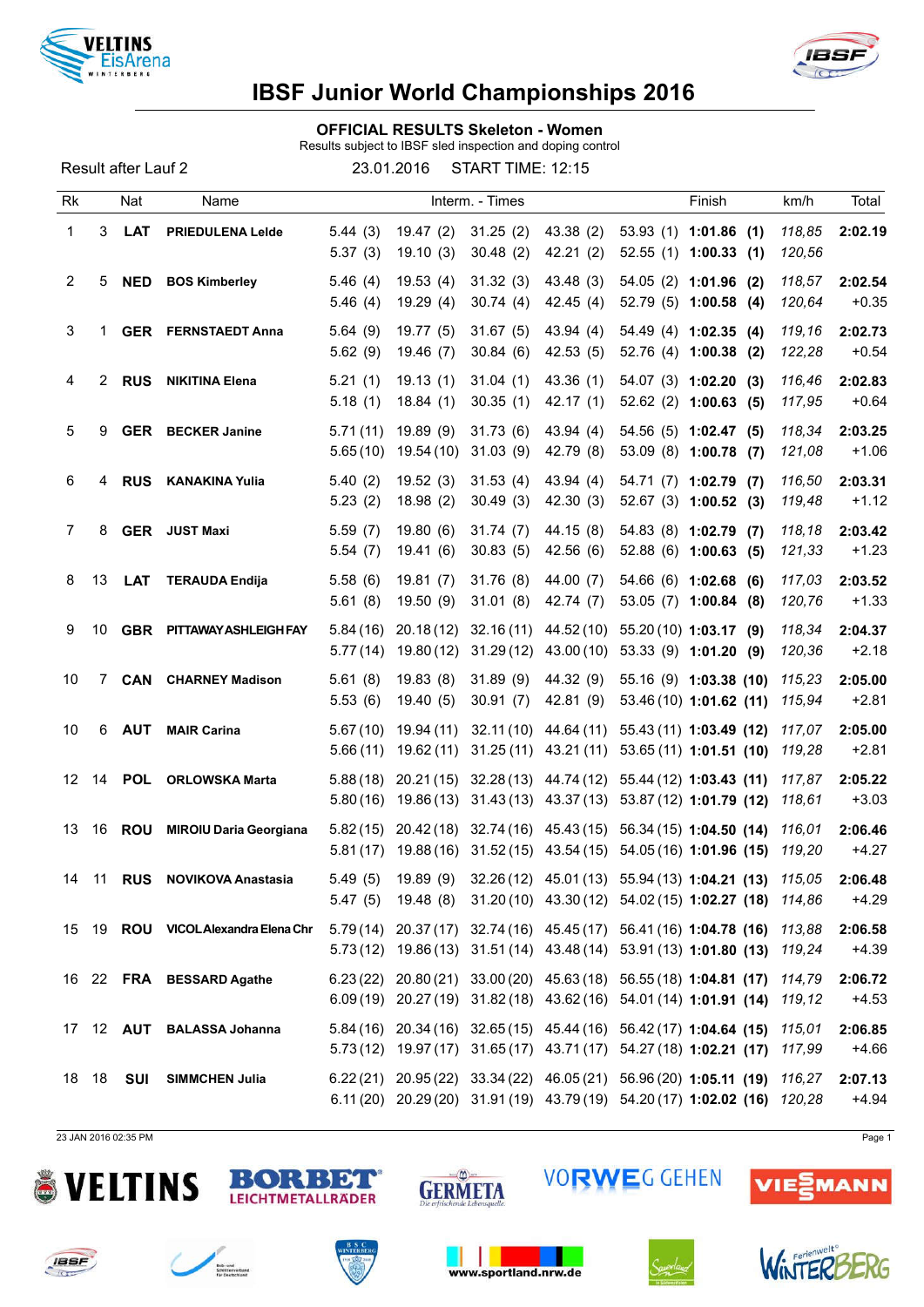# IBSF Junior World Championships 2016

**OFFICIAL RESULTS Skeleton - Women**

Results subject to IBSF sled inspection and doping control

Result after Lauf 2 | 23.01.2016 | START TIME: 12:15

| Rk | | Nat | Name | Interm. - Times | | | | Finish | | km/h | Total |
|---|---|---|---|---|---|---|---|---|---|---|---|
| 1 | 3 | **LAT** | **PRIEDULENA Lelde** | 5.44 (3) | 19.47 (2) | 31.25 (2) | 43.38 (2) | 53.93 (1) | **1:01.86 (1)** | *118,85* | **2:02.19** |
| | | | | 5.37 (3) | 19.10 (3) | 30.48 (2) | 42.21 (2) | 52.55 (1) | **1:00.33 (1)** | *120,56* | |
| 2 | 5 | **NED** | **BOS Kimberley** | 5.46 (4) | 19.53 (4) | 31.32 (3) | 43.48 (3) | 54.05 (2) | **1:01.96 (2)** | *118,57* | **2:02.54** |
| | | | | 5.46 (4) | 19.29 (4) | 30.74 (4) | 42.45 (4) | 52.79 (5) | **1:00.58 (4)** | *120,64* | +0.35 |
| 3 | 1 | **GER** | **FERNSTAEDT Anna** | 5.64 (9) | 19.77 (5) | 31.67 (5) | 43.94 (4) | 54.49 (4) | **1:02.35 (4)** | *119,16* | **2:02.73** |
| | | | | 5.62 (9) | 19.46 (7) | 30.84 (6) | 42.53 (5) | 52.76 (4) | **1:00.38 (2)** | *122,28* | +0.54 |
| 4 | 2 | **RUS** | **NIKITINA Elena** | 5.21 (1) | 19.13 (1) | 31.04 (1) | 43.36 (1) | 54.07 (3) | **1:02.20 (3)** | *116,46* | **2:02.83** |
| | | | | 5.18 (1) | 18.84 (1) | 30.35 (1) | 42.17 (1) | 52.62 (2) | **1:00.63 (5)** | *117,95* | +0.64 |
| 5 | 9 | **GER** | **BECKER Janine** | 5.71 (11) | 19.89 (9) | 31.73 (6) | 43.94 (4) | 54.56 (5) | **1:02.47 (5)** | *118,34* | **2:03.25** |
| | | | | 5.65 (10) | 19.54 (10) | 31.03 (9) | 42.79 (8) | 53.09 (8) | **1:00.78 (7)** | *121,08* | +1.06 |
| 6 | 4 | **RUS** | **KANAKINA Yulia** | 5.40 (2) | 19.52 (3) | 31.53 (4) | 43.94 (4) | 54.71 (7) | **1:02.79 (7)** | *116,50* | **2:03.31** |
| | | | | 5.23 (2) | 18.98 (2) | 30.49 (3) | 42.30 (3) | 52.67 (3) | **1:00.52 (3)** | *119,48* | +1.12 |
| 7 | 8 | **GER** | **JUST Maxi** | 5.59 (7) | 19.80 (6) | 31.74 (7) | 44.15 (8) | 54.83 (8) | **1:02.79 (7)** | *118,18* | **2:03.42** |
| | | | | 5.54 (7) | 19.41 (6) | 30.83 (5) | 42.56 (6) | 52.88 (6) | **1:00.63 (5)** | *121,33* | +1.23 |
| 8 | 13 | **LAT** | **TERAUDA Endija** | 5.58 (6) | 19.81 (7) | 31.76 (8) | 44.00 (7) | 54.66 (6) | **1:02.68 (6)** | *117,03* | **2:03.52** |
| | | | | 5.61 (8) | 19.50 (9) | 31.01 (8) | 42.74 (7) | 53.05 (7) | **1:00.84 (8)** | *120,76* | +1.33 |
| 9 | 10 | **GBR** | **PITTAWAY ASHLEIGH FAY** | 5.84 (16) | 20.18 (12) | 32.16 (11) | 44.52 (10) | 55.20 (10) | **1:03.17 (9)** | *118,34* | **2:04.37** |
| | | | | 5.77 (14) | 19.80 (12) | 31.29 (12) | 43.00 (10) | 53.33 (9) | **1:01.20 (9)** | *120,36* | +2.18 |
| 10 | 7 | **CAN** | **CHARNEY Madison** | 5.61 (8) | 19.83 (8) | 31.89 (9) | 44.32 (9) | 55.16 (9) | **1:03.38 (10)** | *115,23* | **2:05.00** |
| | | | | 5.53 (6) | 19.40 (5) | 30.91 (7) | 42.81 (9) | 53.46 (10) | **1:01.62 (11)** | *115,94* | +2.81 |
| 10 | 6 | **AUT** | **MAIR Carina** | 5.67 (10) | 19.94 (11) | 32.11 (10) | 44.64 (11) | 55.43 (11) | **1:03.49 (12)** | *117,07* | **2:05.00** |
| | | | | 5.66 (11) | 19.62 (11) | 31.25 (11) | 43.21 (11) | 53.65 (11) | **1:01.51 (10)** | *119,28* | +2.81 |
| 12 | 14 | **POL** | **ORLOWSKA Marta** | 5.88 (18) | 20.21 (15) | 32.28 (13) | 44.74 (12) | 55.44 (12) | **1:03.43 (11)** | *117,87* | **2:05.22** |
| | | | | 5.80 (16) | 19.86 (13) | 31.43 (13) | 43.37 (13) | 53.87 (12) | **1:01.79 (12)** | *118,61* | +3.03 |
| 13 | 16 | **ROU** | **MIROIU Daria Georgiana** | 5.82 (15) | 20.42 (18) | 32.74 (16) | 45.43 (15) | 56.34 (15) | **1:04.50 (14)** | *116,01* | **2:06.46** |
| | | | | 5.81 (17) | 19.88 (16) | 31.52 (15) | 43.54 (15) | 54.05 (16) | **1:01.96 (15)** | *119,20* | +4.27 |
| 14 | 11 | **RUS** | **NOVIKOVA Anastasia** | 5.49 (5) | 19.89 (9) | 32.26 (12) | 45.01 (13) | 55.94 (13) | **1:04.21 (13)** | *115,05* | **2:06.48** |
| | | | | 5.47 (5) | 19.48 (8) | 31.20 (10) | 43.30 (12) | 54.02 (15) | **1:02.27 (18)** | *114,86* | +4.29 |
| 15 | 19 | **ROU** | **VICOL Alexandra Elena Chr** | 5.79 (14) | 20.37 (17) | 32.74 (16) | 45.45 (17) | 56.41 (16) | **1:04.78 (16)** | *113,88* | **2:06.58** |
| | | | | 5.73 (12) | 19.86 (13) | 31.51 (14) | 43.48 (14) | 53.91 (13) | **1:01.80 (13)** | *119,24* | +4.39 |
| 16 | 22 | **FRA** | **BESSARD Agathe** | 6.23 (22) | 20.80 (21) | 33.00 (20) | 45.63 (18) | 56.55 (18) | **1:04.81 (17)** | *114,79* | **2:06.72** |
| | | | | 6.09 (19) | 20.27 (19) | 31.82 (18) | 43.62 (16) | 54.01 (14) | **1:01.91 (14)** | *119,12* | +4.53 |
| 17 | 12 | **AUT** | **BALASSA Johanna** | 5.84 (16) | 20.34 (16) | 32.65 (15) | 45.44 (16) | 56.42 (17) | **1:04.64 (15)** | *115,01* | **2:06.85** |
| | | | | 5.73 (12) | 19.97 (17) | 31.65 (17) | 43.71 (17) | 54.27 (18) | **1:02.21 (17)** | *117,99* | +4.66 |
| 18 | 18 | **SUI** | **SIMMCHEN Julia** | 6.22 (21) | 20.95 (22) | 33.34 (22) | 46.05 (21) | 56.96 (20) | **1:05.11 (19)** | *116,27* | **2:07.13** |
| | | | | 6.11 (20) | 20.29 (20) | 31.91 (19) | 43.79 (19) | 54.20 (17) | **1:02.02 (16)** | *120,28* | +4.94 |

23 JAN 2016 02:35 PM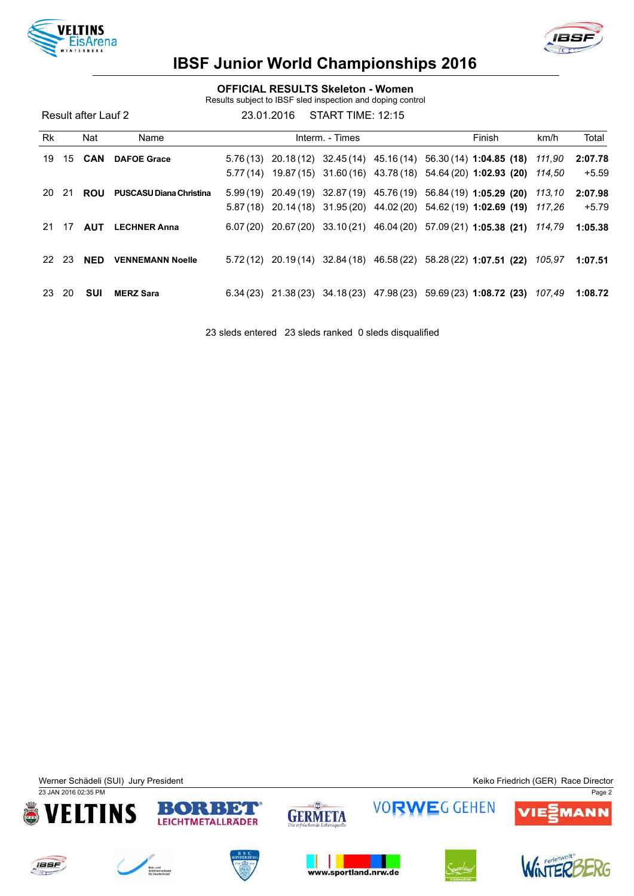# IBSF Junior World Championships 2016

## OFFICIAL RESULTS Skeleton - Women

Results subject to IBSF sled inspection and doping control

Result after Lauf 2 | 23.01.2016 | START TIME: 12:15

| Rk | | Nat | Name | Interm. - Times | | | | | Finish | km/h | Total |
|---|---|---|---|---|---|---|---|---|---|---|---|
| 19 | 15 | **CAN** | **DAFOE Grace** | 5.76 (13) | 20.18 (12) | 32.45 (14) | 45.16 (14) | 56.30 (14) | **1:04.85 (18)** | *111,90* | **2:07.78** |
| | | | | 5.77 (14) | 19.87 (15) | 31.60 (16) | 43.78 (18) | 54.64 (20) | **1:02.93 (20)** | *114,50* | +5.59 |
| 20 | 21 | **ROU** | **PUSCASU Diana Christina** | 5.99 (19) | 20.49 (19) | 32.87 (19) | 45.76 (19) | 56.84 (19) | **1:05.29 (20)** | *113,10* | **2:07.98** |
| | | | | 5.87 (18) | 20.14 (18) | 31.95 (20) | 44.02 (20) | 54.62 (19) | **1:02.69 (19)** | *117,26* | +5.79 |
| 21 | 17 | **AUT** | **LECHNER Anna** | 6.07 (20) | 20.67 (20) | 33.10 (21) | 46.04 (20) | 57.09 (21) | **1:05.38 (21)** | *114,79* | **1:05.38** |
| 22 | 23 | **NED** | **VENNEMANN Noelle** | 5.72 (12) | 20.19 (14) | 32.84 (18) | 46.58 (22) | 58.28 (22) | **1:07.51 (22)** | *105,97* | **1:07.51** |
| 23 | 20 | **SUI** | **MERZ Sara** | 6.34 (23) | 21.38 (23) | 34.18 (23) | 47.98 (23) | 59.69 (23) | **1:08.72 (23)** | *107,49* | **1:08.72** |

23 sleds entered 23 sleds ranked 0 sleds disqualified

Werner Schädeli (SUI) Jury President

Keiko Friedrich (GER) Race Director

23 JAN 2016 02:35 PM